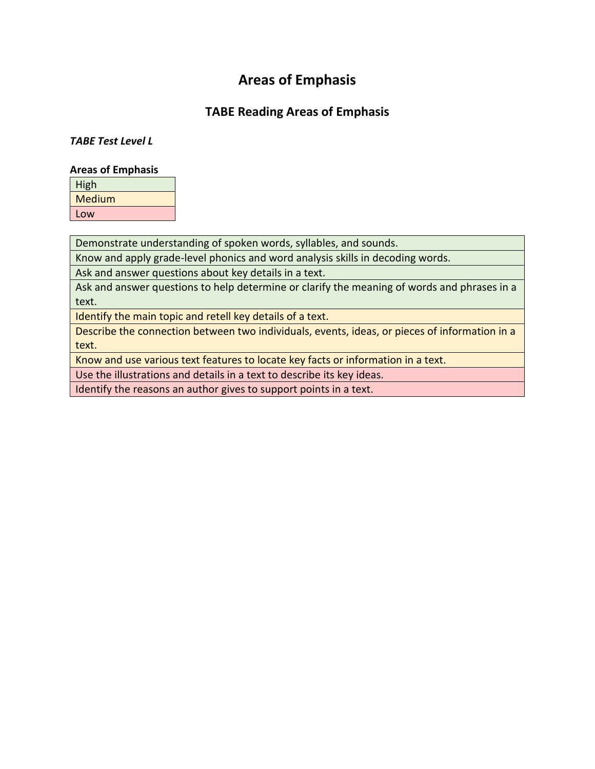# Areas of Emphasis

## TABE Reading Areas of Emphasis

***TABE Test Level L***

**Areas of Emphasis**

| |
|---|
| High |
| Medium |
| Low |

| | |
|---|---|
| Demonstrate understanding of spoken words, syllables, and sounds. | High |
| Know and apply grade-level phonics and word analysis skills in decoding words. | High |
| Ask and answer questions about key details in a text. | High |
| Ask and answer questions to help determine or clarify the meaning of words and phrases in a text. | High |
| Identify the main topic and retell key details of a text. | Medium |
| Describe the connection between two individuals, events, ideas, or pieces of information in a text. | Medium |
| Know and use various text features to locate key facts or information in a text. | Medium |
| Use the illustrations and details in a text to describe its key ideas. | Low |
| Identify the reasons an author gives to support points in a text. | Low |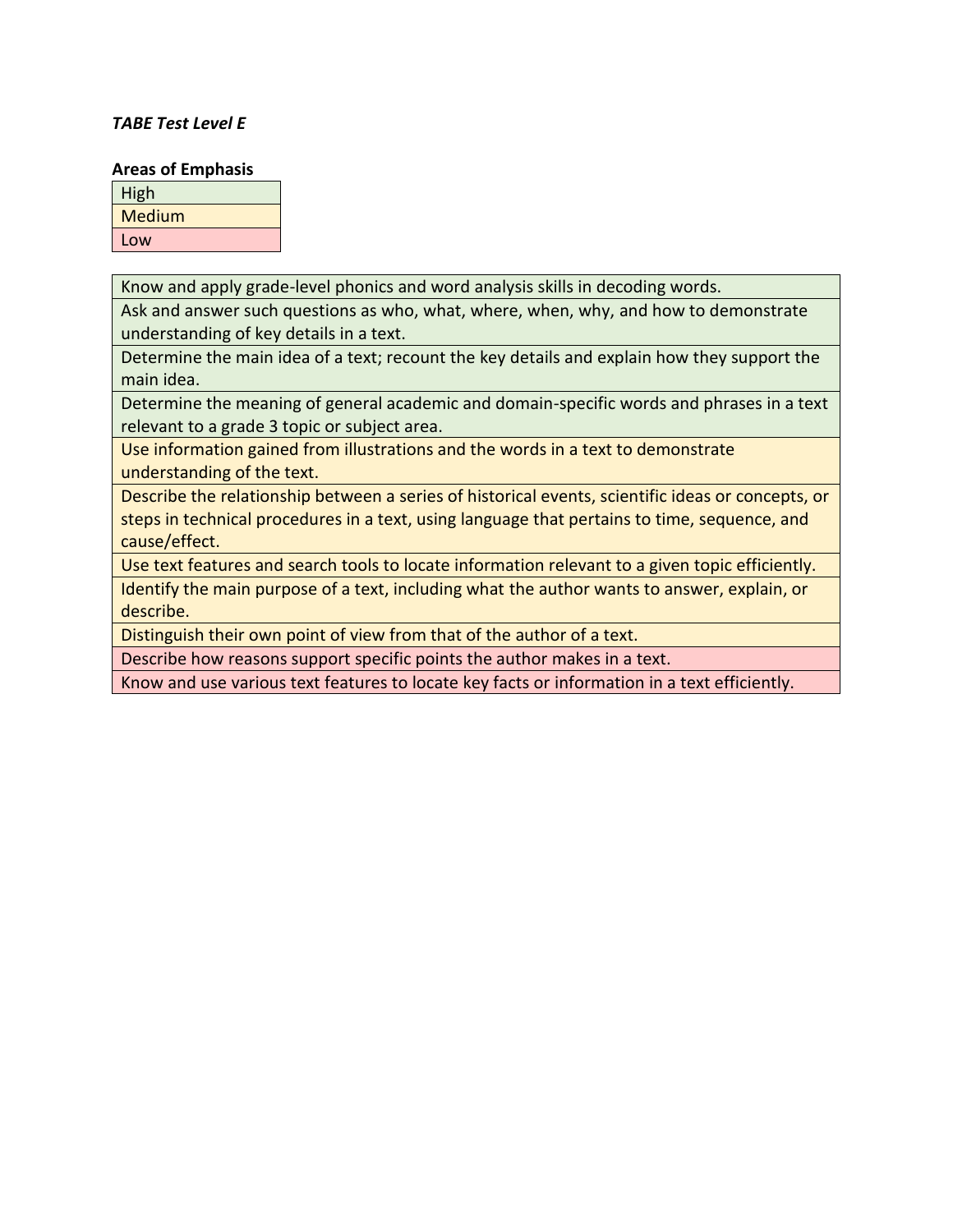***TABE Test Level E***

**Areas of Emphasis**

| |
|---|
| High |
| Medium |
| Low |

| |
|---|
| Know and apply grade-level phonics and word analysis skills in decoding words. |
| Ask and answer such questions as who, what, where, when, why, and how to demonstrate understanding of key details in a text. |
| Determine the main idea of a text; recount the key details and explain how they support the main idea. |
| Determine the meaning of general academic and domain-specific words and phrases in a text relevant to a grade 3 topic or subject area. |
| Use information gained from illustrations and the words in a text to demonstrate understanding of the text. |
| Describe the relationship between a series of historical events, scientific ideas or concepts, or steps in technical procedures in a text, using language that pertains to time, sequence, and cause/effect. |
| Use text features and search tools to locate information relevant to a given topic efficiently. |
| Identify the main purpose of a text, including what the author wants to answer, explain, or describe. |
| Distinguish their own point of view from that of the author of a text. |
| Describe how reasons support specific points the author makes in a text. |
| Know and use various text features to locate key facts or information in a text efficiently. |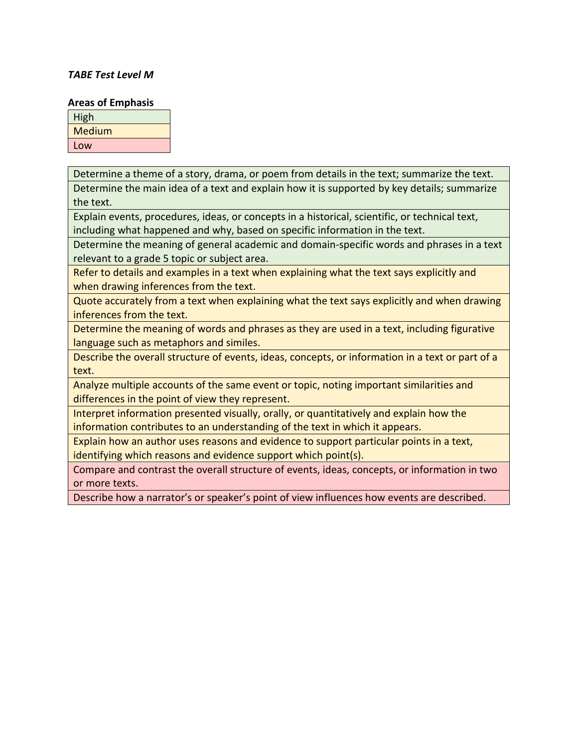*TABE Test Level M*

**Areas of Emphasis**

| |
|---|
| High |
| Medium |
| Low |

| |
|---|
| Determine a theme of a story, drama, or poem from details in the text; summarize the text. |
| Determine the main idea of a text and explain how it is supported by key details; summarize the text. |
| Explain events, procedures, ideas, or concepts in a historical, scientific, or technical text, including what happened and why, based on specific information in the text. |
| Determine the meaning of general academic and domain-specific words and phrases in a text relevant to a grade 5 topic or subject area. |
| Refer to details and examples in a text when explaining what the text says explicitly and when drawing inferences from the text. |
| Quote accurately from a text when explaining what the text says explicitly and when drawing inferences from the text. |
| Determine the meaning of words and phrases as they are used in a text, including figurative language such as metaphors and similes. |
| Describe the overall structure of events, ideas, concepts, or information in a text or part of a text. |
| Analyze multiple accounts of the same event or topic, noting important similarities and differences in the point of view they represent. |
| Interpret information presented visually, orally, or quantitatively and explain how the information contributes to an understanding of the text in which it appears. |
| Explain how an author uses reasons and evidence to support particular points in a text, identifying which reasons and evidence support which point(s). |
| Compare and contrast the overall structure of events, ideas, concepts, or information in two or more texts. |
| Describe how a narrator's or speaker's point of view influences how events are described. |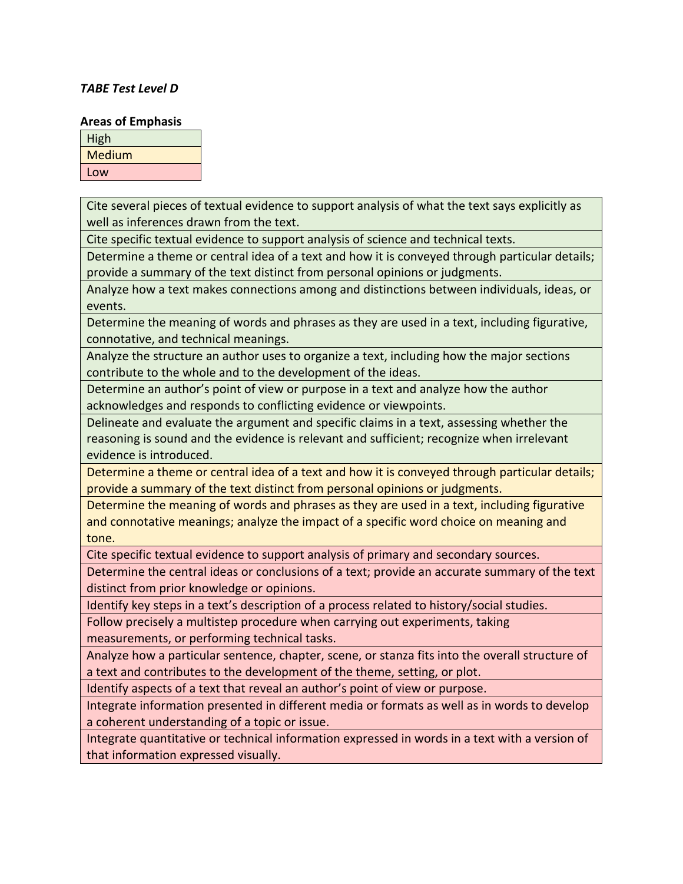***TABE Test Level D***

**Areas of Emphasis**

| |
|---|
| High |
| Medium |
| Low |

| |
|---|
| Cite several pieces of textual evidence to support analysis of what the text says explicitly as well as inferences drawn from the text. |
| Cite specific textual evidence to support analysis of science and technical texts. |
| Determine a theme or central idea of a text and how it is conveyed through particular details; provide a summary of the text distinct from personal opinions or judgments. |
| Analyze how a text makes connections among and distinctions between individuals, ideas, or events. |
| Determine the meaning of words and phrases as they are used in a text, including figurative, connotative, and technical meanings. |
| Analyze the structure an author uses to organize a text, including how the major sections contribute to the whole and to the development of the ideas. |
| Determine an author's point of view or purpose in a text and analyze how the author acknowledges and responds to conflicting evidence or viewpoints. |
| Delineate and evaluate the argument and specific claims in a text, assessing whether the reasoning is sound and the evidence is relevant and sufficient; recognize when irrelevant evidence is introduced. |
| Determine a theme or central idea of a text and how it is conveyed through particular details; provide a summary of the text distinct from personal opinions or judgments. |
| Determine the meaning of words and phrases as they are used in a text, including figurative and connotative meanings; analyze the impact of a specific word choice on meaning and tone. |
| Cite specific textual evidence to support analysis of primary and secondary sources. |
| Determine the central ideas or conclusions of a text; provide an accurate summary of the text distinct from prior knowledge or opinions. |
| Identify key steps in a text's description of a process related to history/social studies. |
| Follow precisely a multistep procedure when carrying out experiments, taking measurements, or performing technical tasks. |
| Analyze how a particular sentence, chapter, scene, or stanza fits into the overall structure of a text and contributes to the development of the theme, setting, or plot. |
| Identify aspects of a text that reveal an author's point of view or purpose. |
| Integrate information presented in different media or formats as well as in words to develop a coherent understanding of a topic or issue. |
| Integrate quantitative or technical information expressed in words in a text with a version of that information expressed visually. |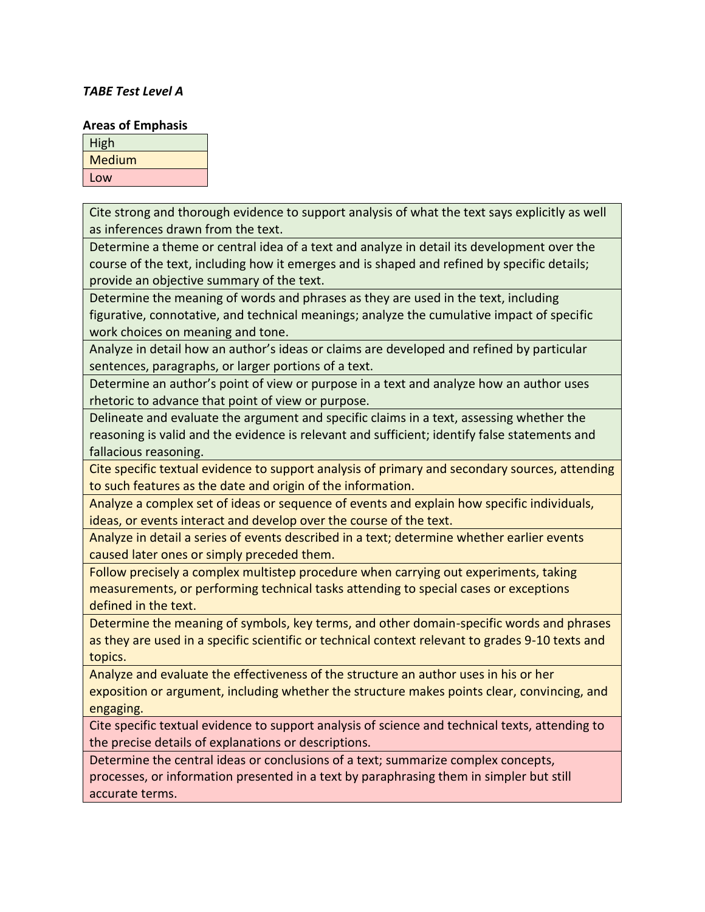*TABE Test Level A*

**Areas of Emphasis**

| |
|---|
| High |
| Medium |
| Low |

| |
|---|
| Cite strong and thorough evidence to support analysis of what the text says explicitly as well as inferences drawn from the text. |
| Determine a theme or central idea of a text and analyze in detail its development over the course of the text, including how it emerges and is shaped and refined by specific details; provide an objective summary of the text. |
| Determine the meaning of words and phrases as they are used in the text, including figurative, connotative, and technical meanings; analyze the cumulative impact of specific work choices on meaning and tone. |
| Analyze in detail how an author's ideas or claims are developed and refined by particular sentences, paragraphs, or larger portions of a text. |
| Determine an author's point of view or purpose in a text and analyze how an author uses rhetoric to advance that point of view or purpose. |
| Delineate and evaluate the argument and specific claims in a text, assessing whether the reasoning is valid and the evidence is relevant and sufficient; identify false statements and fallacious reasoning. |
| Cite specific textual evidence to support analysis of primary and secondary sources, attending to such features as the date and origin of the information. |
| Analyze a complex set of ideas or sequence of events and explain how specific individuals, ideas, or events interact and develop over the course of the text. |
| Analyze in detail a series of events described in a text; determine whether earlier events caused later ones or simply preceded them. |
| Follow precisely a complex multistep procedure when carrying out experiments, taking measurements, or performing technical tasks attending to special cases or exceptions defined in the text. |
| Determine the meaning of symbols, key terms, and other domain-specific words and phrases as they are used in a specific scientific or technical context relevant to grades 9-10 texts and topics. |
| Analyze and evaluate the effectiveness of the structure an author uses in his or her exposition or argument, including whether the structure makes points clear, convincing, and engaging. |
| Cite specific textual evidence to support analysis of science and technical texts, attending to the precise details of explanations or descriptions. |
| Determine the central ideas or conclusions of a text; summarize complex concepts, processes, or information presented in a text by paraphrasing them in simpler but still accurate terms. |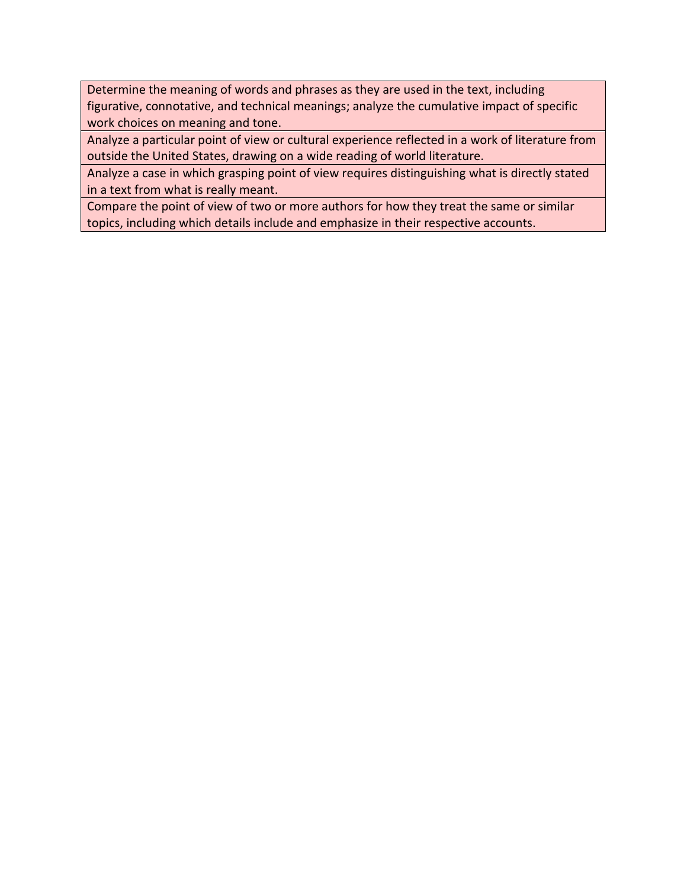| |
|---|
| Determine the meaning of words and phrases as they are used in the text, including figurative, connotative, and technical meanings; analyze the cumulative impact of specific work choices on meaning and tone. |
| Analyze a particular point of view or cultural experience reflected in a work of literature from outside the United States, drawing on a wide reading of world literature. |
| Analyze a case in which grasping point of view requires distinguishing what is directly stated in a text from what is really meant. |
| Compare the point of view of two or more authors for how they treat the same or similar topics, including which details include and emphasize in their respective accounts. |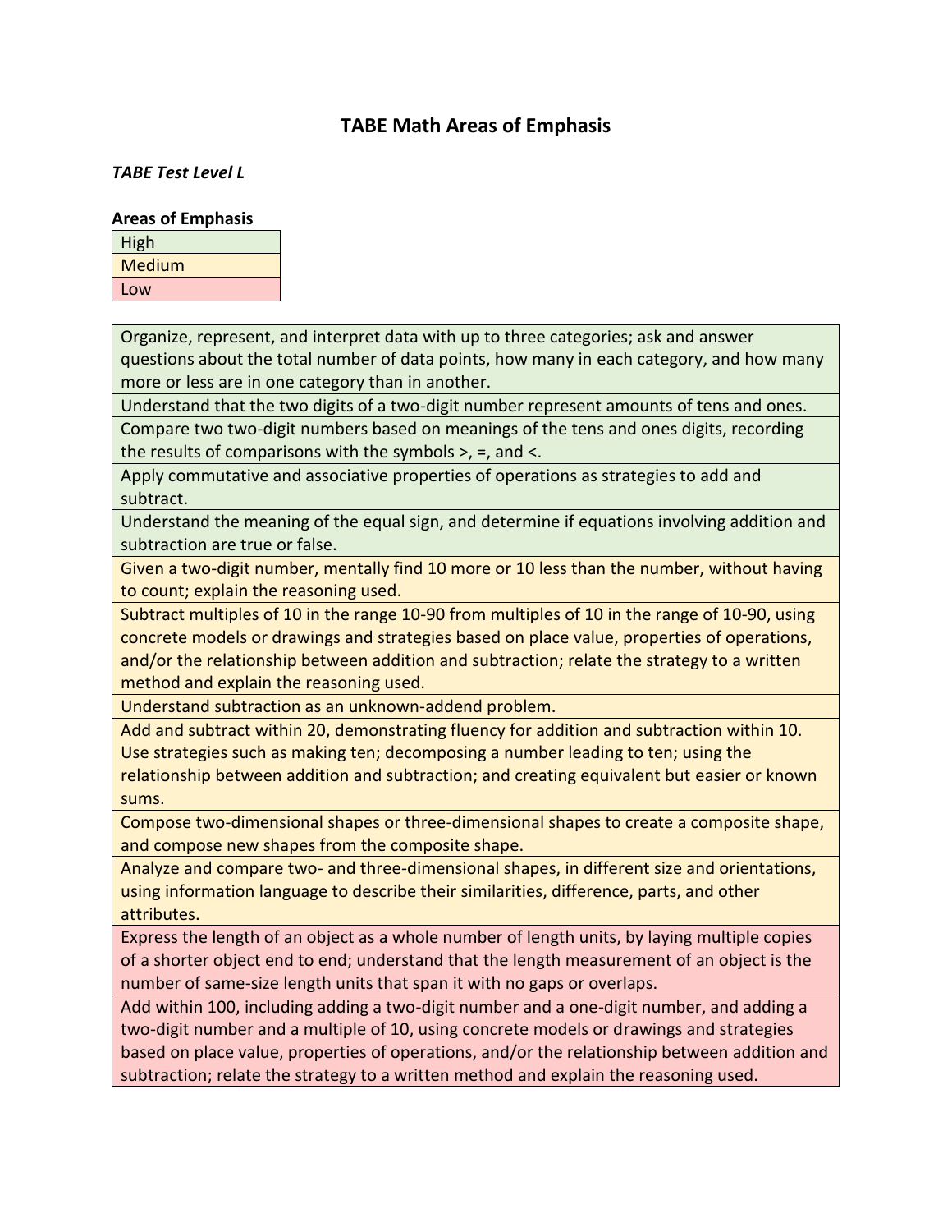# TABE Math Areas of Emphasis

***TABE Test Level L***

**Areas of Emphasis**

| |
|---|
| High |
| Medium |
| Low |

| | |
|---|---|
| Organize, represent, and interpret data with up to three categories; ask and answer questions about the total number of data points, how many in each category, and how many more or less are in one category than in another. | High |
| Understand that the two digits of a two-digit number represent amounts of tens and ones. | High |
| Compare two two-digit numbers based on meanings of the tens and ones digits, recording the results of comparisons with the symbols >, =, and <. | High |
| Apply commutative and associative properties of operations as strategies to add and subtract. | High |
| Understand the meaning of the equal sign, and determine if equations involving addition and subtraction are true or false. | High |
| Given a two-digit number, mentally find 10 more or 10 less than the number, without having to count; explain the reasoning used. | Medium |
| Subtract multiples of 10 in the range 10-90 from multiples of 10 in the range of 10-90, using concrete models or drawings and strategies based on place value, properties of operations, and/or the relationship between addition and subtraction; relate the strategy to a written method and explain the reasoning used. | Medium |
| Understand subtraction as an unknown-addend problem. | Medium |
| Add and subtract within 20, demonstrating fluency for addition and subtraction within 10. Use strategies such as making ten; decomposing a number leading to ten; using the relationship between addition and subtraction; and creating equivalent but easier or known sums. | Medium |
| Compose two-dimensional shapes or three-dimensional shapes to create a composite shape, and compose new shapes from the composite shape. | Medium |
| Analyze and compare two- and three-dimensional shapes, in different size and orientations, using information language to describe their similarities, difference, parts, and other attributes. | Medium |
| Express the length of an object as a whole number of length units, by laying multiple copies of a shorter object end to end; understand that the length measurement of an object is the number of same-size length units that span it with no gaps or overlaps. | Low |
| Add within 100, including adding a two-digit number and a one-digit number, and adding a two-digit number and a multiple of 10, using concrete models or drawings and strategies based on place value, properties of operations, and/or the relationship between addition and subtraction; relate the strategy to a written method and explain the reasoning used. | Low |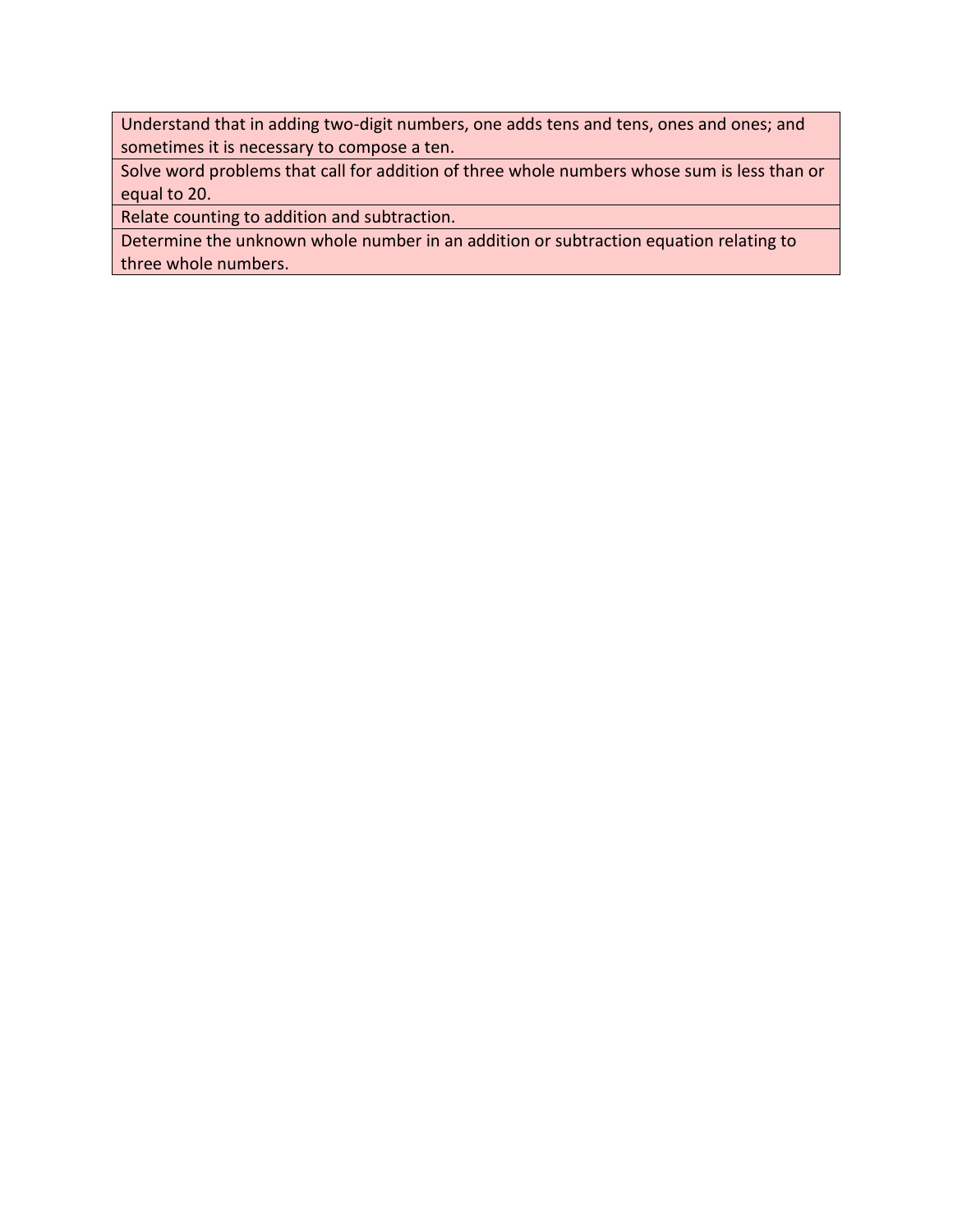| |
| --- |
| Understand that in adding two-digit numbers, one adds tens and tens, ones and ones; and sometimes it is necessary to compose a ten. |
| Solve word problems that call for addition of three whole numbers whose sum is less than or equal to 20. |
| Relate counting to addition and subtraction. |
| Determine the unknown whole number in an addition or subtraction equation relating to three whole numbers. |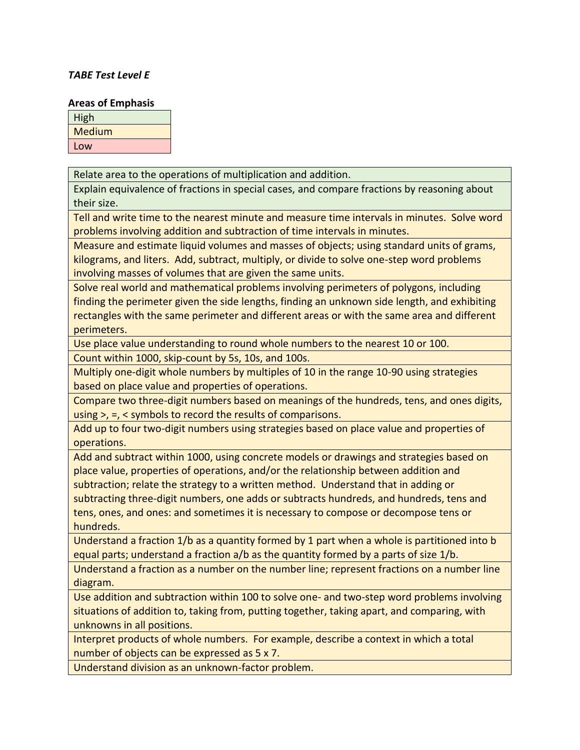***TABE Test Level E***

**Areas of Emphasis**

| |
|---|
| High |
| Medium |
| Low |

| |
|---|
| Relate area to the operations of multiplication and addition. |
| Explain equivalence of fractions in special cases, and compare fractions by reasoning about their size. |
| Tell and write time to the nearest minute and measure time intervals in minutes. Solve word problems involving addition and subtraction of time intervals in minutes. |
| Measure and estimate liquid volumes and masses of objects; using standard units of grams, kilograms, and liters. Add, subtract, multiply, or divide to solve one-step word problems involving masses of volumes that are given the same units. |
| Solve real world and mathematical problems involving perimeters of polygons, including finding the perimeter given the side lengths, finding an unknown side length, and exhibiting rectangles with the same perimeter and different areas or with the same area and different perimeters. |
| Use place value understanding to round whole numbers to the nearest 10 or 100. |
| Count within 1000, skip-count by 5s, 10s, and 100s. |
| Multiply one-digit whole numbers by multiples of 10 in the range 10-90 using strategies based on place value and properties of operations. |
| Compare two three-digit numbers based on meanings of the hundreds, tens, and ones digits, using >, =, < symbols to record the results of comparisons. |
| Add up to four two-digit numbers using strategies based on place value and properties of operations. |
| Add and subtract within 1000, using concrete models or drawings and strategies based on place value, properties of operations, and/or the relationship between addition and subtraction; relate the strategy to a written method. Understand that in adding or subtracting three-digit numbers, one adds or subtracts hundreds, and hundreds, tens and tens, ones, and ones: and sometimes it is necessary to compose or decompose tens or hundreds. |
| Understand a fraction 1/b as a quantity formed by 1 part when a whole is partitioned into b equal parts; understand a fraction a/b as the quantity formed by a parts of size 1/b. |
| Understand a fraction as a number on the number line; represent fractions on a number line diagram. |
| Use addition and subtraction within 100 to solve one- and two-step word problems involving situations of addition to, taking from, putting together, taking apart, and comparing, with unknowns in all positions. |
| Interpret products of whole numbers. For example, describe a context in which a total number of objects can be expressed as 5 x 7. |
| Understand division as an unknown-factor problem. |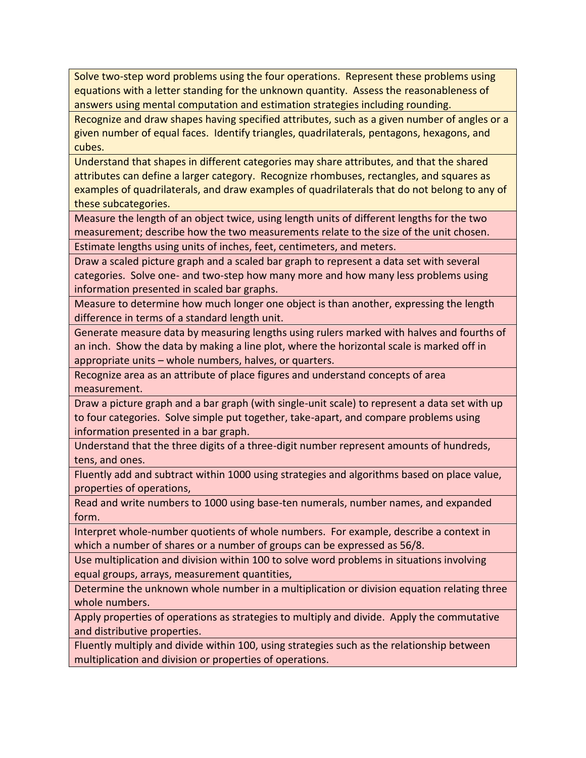| |
|---|
| Solve two-step word problems using the four operations. Represent these problems using equations with a letter standing for the unknown quantity. Assess the reasonableness of answers using mental computation and estimation strategies including rounding. |
| Recognize and draw shapes having specified attributes, such as a given number of angles or a given number of equal faces. Identify triangles, quadrilaterals, pentagons, hexagons, and cubes. |
| Understand that shapes in different categories may share attributes, and that the shared attributes can define a larger category. Recognize rhombuses, rectangles, and squares as examples of quadrilaterals, and draw examples of quadrilaterals that do not belong to any of these subcategories. |
| Measure the length of an object twice, using length units of different lengths for the two measurement; describe how the two measurements relate to the size of the unit chosen. |
| Estimate lengths using units of inches, feet, centimeters, and meters. |
| Draw a scaled picture graph and a scaled bar graph to represent a data set with several categories. Solve one- and two-step how many more and how many less problems using information presented in scaled bar graphs. |
| Measure to determine how much longer one object is than another, expressing the length difference in terms of a standard length unit. |
| Generate measure data by measuring lengths using rulers marked with halves and fourths of an inch. Show the data by making a line plot, where the horizontal scale is marked off in appropriate units – whole numbers, halves, or quarters. |
| Recognize area as an attribute of place figures and understand concepts of area measurement. |
| Draw a picture graph and a bar graph (with single-unit scale) to represent a data set with up to four categories. Solve simple put together, take-apart, and compare problems using information presented in a bar graph. |
| Understand that the three digits of a three-digit number represent amounts of hundreds, tens, and ones. |
| Fluently add and subtract within 1000 using strategies and algorithms based on place value, properties of operations, |
| Read and write numbers to 1000 using base-ten numerals, number names, and expanded form. |
| Interpret whole-number quotients of whole numbers. For example, describe a context in which a number of shares or a number of groups can be expressed as 56/8. |
| Use multiplication and division within 100 to solve word problems in situations involving equal groups, arrays, measurement quantities, |
| Determine the unknown whole number in a multiplication or division equation relating three whole numbers. |
| Apply properties of operations as strategies to multiply and divide. Apply the commutative and distributive properties. |
| Fluently multiply and divide within 100, using strategies such as the relationship between multiplication and division or properties of operations. |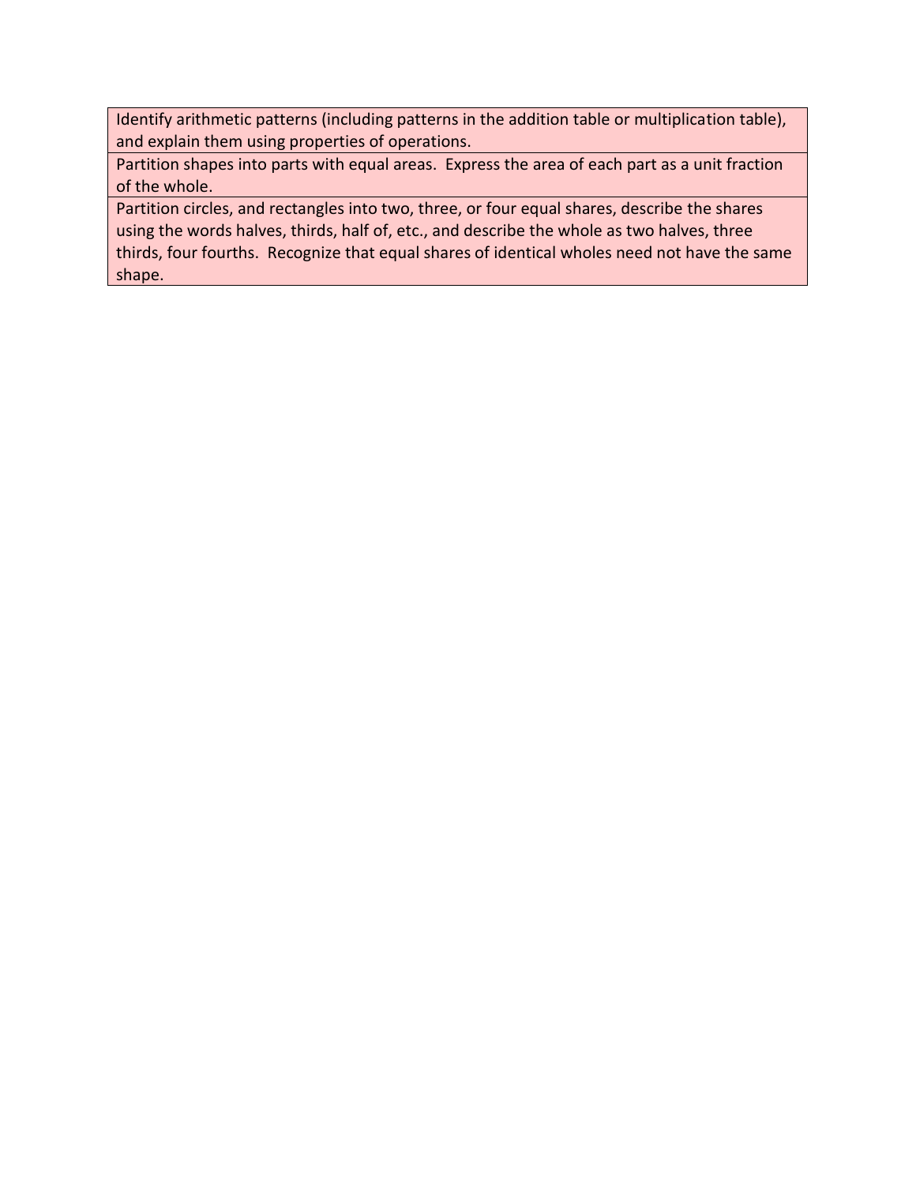| |
| --- |
| Identify arithmetic patterns (including patterns in the addition table or multiplication table), and explain them using properties of operations. |
| Partition shapes into parts with equal areas. Express the area of each part as a unit fraction of the whole. |
| Partition circles, and rectangles into two, three, or four equal shares, describe the shares using the words halves, thirds, half of, etc., and describe the whole as two halves, three thirds, four fourths. Recognize that equal shares of identical wholes need not have the same shape. |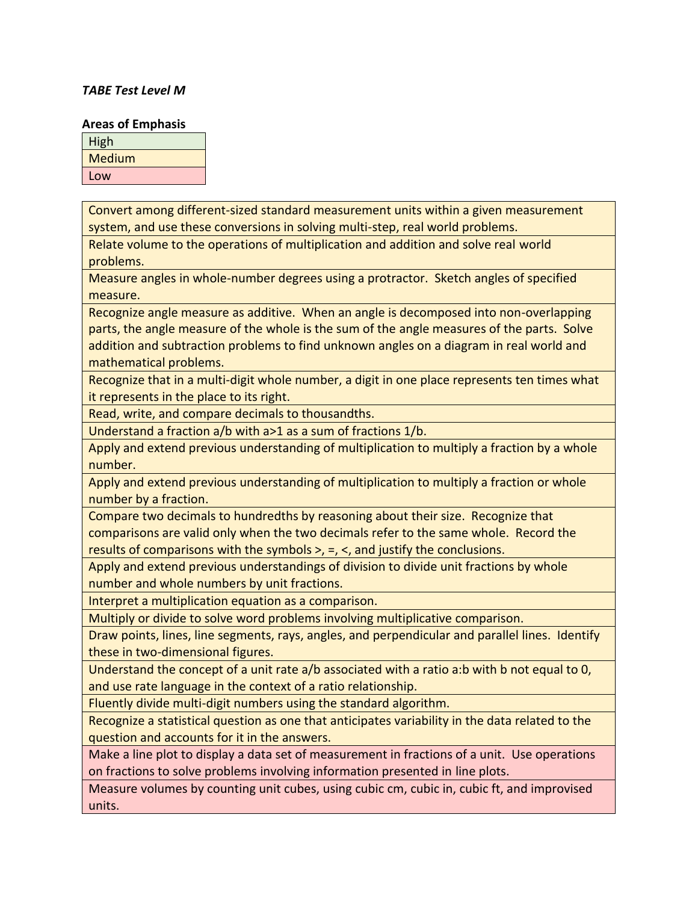***TABE Test Level M***

**Areas of Emphasis**

| |
|---|
| High |
| Medium |
| Low |

| |
|---|
| Convert among different-sized standard measurement units within a given measurement system, and use these conversions in solving multi-step, real world problems. |
| Relate volume to the operations of multiplication and addition and solve real world problems. |
| Measure angles in whole-number degrees using a protractor. Sketch angles of specified measure. |
| Recognize angle measure as additive. When an angle is decomposed into non-overlapping parts, the angle measure of the whole is the sum of the angle measures of the parts. Solve addition and subtraction problems to find unknown angles on a diagram in real world and mathematical problems. |
| Recognize that in a multi-digit whole number, a digit in one place represents ten times what it represents in the place to its right. |
| Read, write, and compare decimals to thousandths. |
| Understand a fraction $a/b$ with $a>1$ as a sum of fractions $1/b$. |
| Apply and extend previous understanding of multiplication to multiply a fraction by a whole number. |
| Apply and extend previous understanding of multiplication to multiply a fraction or whole number by a fraction. |
| Compare two decimals to hundredths by reasoning about their size. Recognize that comparisons are valid only when the two decimals refer to the same whole. Record the results of comparisons with the symbols >, =, <, and justify the conclusions. |
| Apply and extend previous understandings of division to divide unit fractions by whole number and whole numbers by unit fractions. |
| Interpret a multiplication equation as a comparison. |
| Multiply or divide to solve word problems involving multiplicative comparison. |
| Draw points, lines, line segments, rays, angles, and perpendicular and parallel lines. Identify these in two-dimensional figures. |
| Understand the concept of a unit rate $a/b$ associated with a ratio $a:b$ with $b$ not equal to 0, and use rate language in the context of a ratio relationship. |
| Fluently divide multi-digit numbers using the standard algorithm. |
| Recognize a statistical question as one that anticipates variability in the data related to the question and accounts for it in the answers. |
| Make a line plot to display a data set of measurement in fractions of a unit. Use operations on fractions to solve problems involving information presented in line plots. |
| Measure volumes by counting unit cubes, using cubic cm, cubic in, cubic ft, and improvised units. |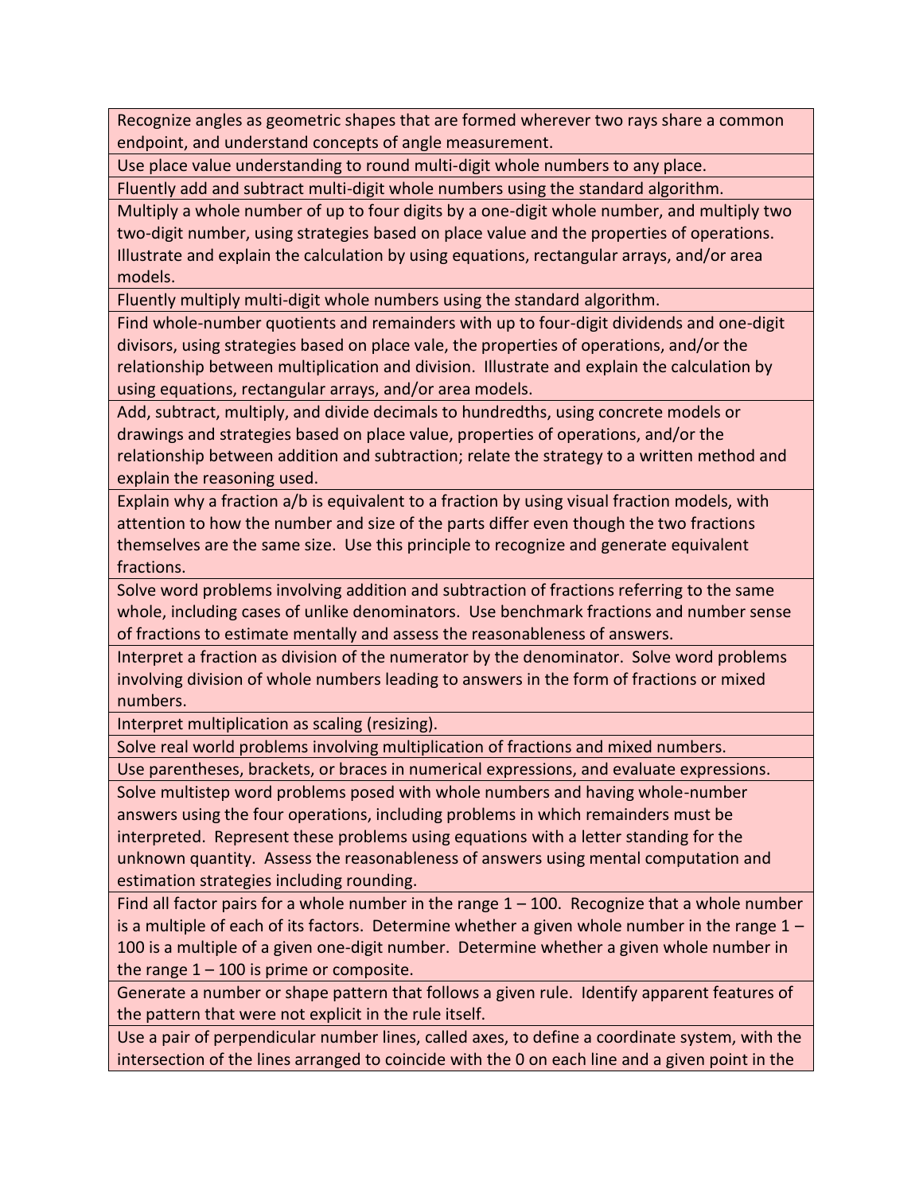| |
|---|
| Recognize angles as geometric shapes that are formed wherever two rays share a common endpoint, and understand concepts of angle measurement. |
| Use place value understanding to round multi-digit whole numbers to any place. |
| Fluently add and subtract multi-digit whole numbers using the standard algorithm. |
| Multiply a whole number of up to four digits by a one-digit whole number, and multiply two two-digit number, using strategies based on place value and the properties of operations. Illustrate and explain the calculation by using equations, rectangular arrays, and/or area models. |
| Fluently multiply multi-digit whole numbers using the standard algorithm. |
| Find whole-number quotients and remainders with up to four-digit dividends and one-digit divisors, using strategies based on place vale, the properties of operations, and/or the relationship between multiplication and division. Illustrate and explain the calculation by using equations, rectangular arrays, and/or area models. |
| Add, subtract, multiply, and divide decimals to hundredths, using concrete models or drawings and strategies based on place value, properties of operations, and/or the relationship between addition and subtraction; relate the strategy to a written method and explain the reasoning used. |
| Explain why a fraction a/b is equivalent to a fraction by using visual fraction models, with attention to how the number and size of the parts differ even though the two fractions themselves are the same size. Use this principle to recognize and generate equivalent fractions. |
| Solve word problems involving addition and subtraction of fractions referring to the same whole, including cases of unlike denominators. Use benchmark fractions and number sense of fractions to estimate mentally and assess the reasonableness of answers. |
| Interpret a fraction as division of the numerator by the denominator. Solve word problems involving division of whole numbers leading to answers in the form of fractions or mixed numbers. |
| Interpret multiplication as scaling (resizing). |
| Solve real world problems involving multiplication of fractions and mixed numbers. |
| Use parentheses, brackets, or braces in numerical expressions, and evaluate expressions. |
| Solve multistep word problems posed with whole numbers and having whole-number answers using the four operations, including problems in which remainders must be interpreted. Represent these problems using equations with a letter standing for the unknown quantity. Assess the reasonableness of answers using mental computation and estimation strategies including rounding. |
| Find all factor pairs for a whole number in the range 1 – 100. Recognize that a whole number is a multiple of each of its factors. Determine whether a given whole number in the range 1 – 100 is a multiple of a given one-digit number. Determine whether a given whole number in the range 1 – 100 is prime or composite. |
| Generate a number or shape pattern that follows a given rule. Identify apparent features of the pattern that were not explicit in the rule itself. |
| Use a pair of perpendicular number lines, called axes, to define a coordinate system, with the intersection of the lines arranged to coincide with the 0 on each line and a given point in the |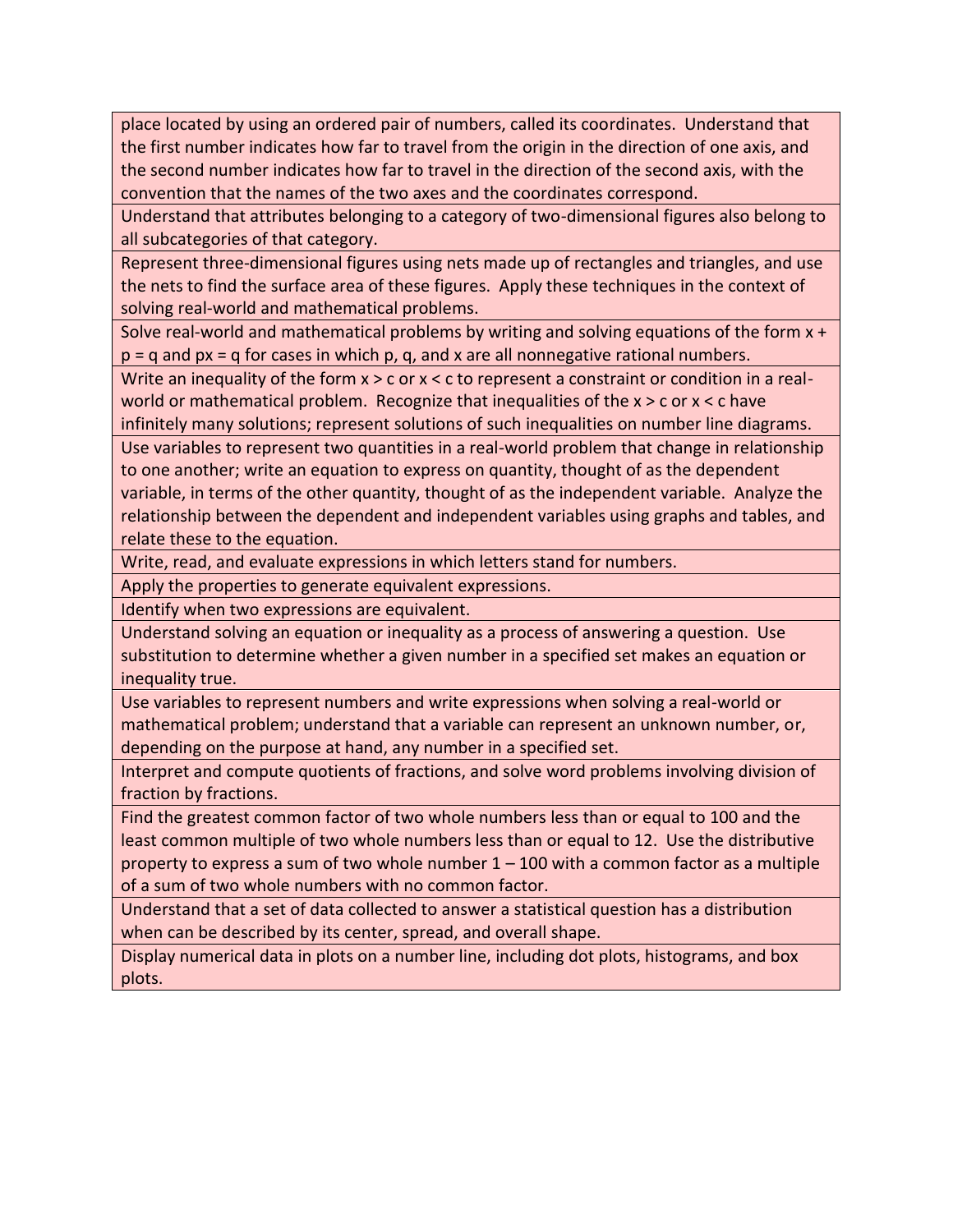| |
|---|
| place located by using an ordered pair of numbers, called its coordinates. Understand that the first number indicates how far to travel from the origin in the direction of one axis, and the second number indicates how far to travel in the direction of the second axis, with the convention that the names of the two axes and the coordinates correspond. |
| Understand that attributes belonging to a category of two-dimensional figures also belong to all subcategories of that category. |
| Represent three-dimensional figures using nets made up of rectangles and triangles, and use the nets to find the surface area of these figures. Apply these techniques in the context of solving real-world and mathematical problems. |
| Solve real-world and mathematical problems by writing and solving equations of the form $x + p = q$ and $px = q$ for cases in which p, q, and x are all nonnegative rational numbers. |
| Write an inequality of the form $x > c$ or $x < c$ to represent a constraint or condition in a real-world or mathematical problem. Recognize that inequalities of the $x > c$ or $x < c$ have infinitely many solutions; represent solutions of such inequalities on number line diagrams. |
| Use variables to represent two quantities in a real-world problem that change in relationship to one another; write an equation to express on quantity, thought of as the dependent variable, in terms of the other quantity, thought of as the independent variable. Analyze the relationship between the dependent and independent variables using graphs and tables, and relate these to the equation. |
| Write, read, and evaluate expressions in which letters stand for numbers. |
| Apply the properties to generate equivalent expressions. |
| Identify when two expressions are equivalent. |
| Understand solving an equation or inequality as a process of answering a question. Use substitution to determine whether a given number in a specified set makes an equation or inequality true. |
| Use variables to represent numbers and write expressions when solving a real-world or mathematical problem; understand that a variable can represent an unknown number, or, depending on the purpose at hand, any number in a specified set. |
| Interpret and compute quotients of fractions, and solve word problems involving division of fraction by fractions. |
| Find the greatest common factor of two whole numbers less than or equal to 100 and the least common multiple of two whole numbers less than or equal to 12. Use the distributive property to express a sum of two whole number 1 – 100 with a common factor as a multiple of a sum of two whole numbers with no common factor. |
| Understand that a set of data collected to answer a statistical question has a distribution when can be described by its center, spread, and overall shape. |
| Display numerical data in plots on a number line, including dot plots, histograms, and box plots. |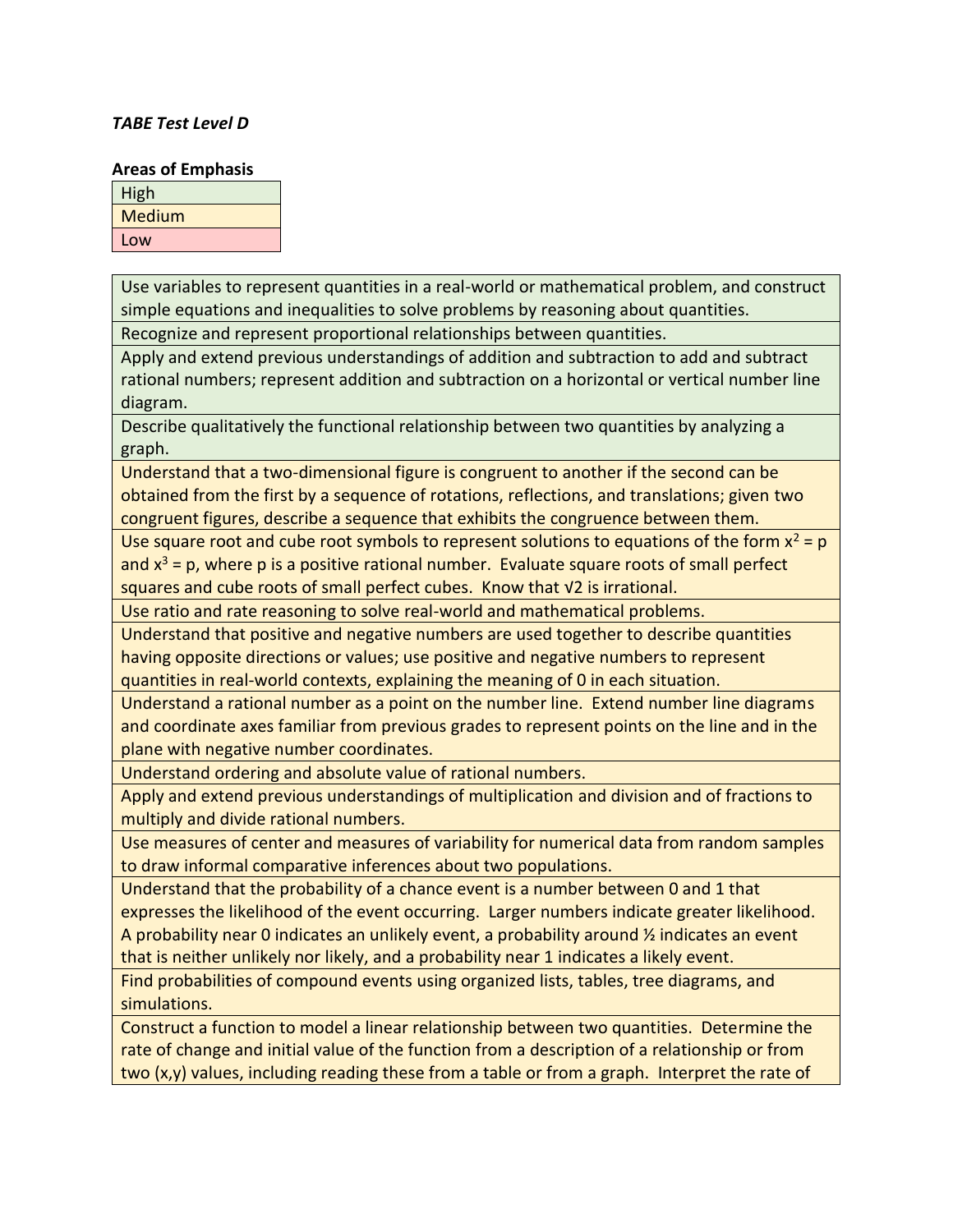***TABE Test Level D***

**Areas of Emphasis**

| |
|---|
| High |
| Medium |
| Low |

| |
|---|
| Use variables to represent quantities in a real-world or mathematical problem, and construct simple equations and inequalities to solve problems by reasoning about quantities. |
| Recognize and represent proportional relationships between quantities. |
| Apply and extend previous understandings of addition and subtraction to add and subtract rational numbers; represent addition and subtraction on a horizontal or vertical number line diagram. |
| Describe qualitatively the functional relationship between two quantities by analyzing a graph. |
| Understand that a two-dimensional figure is congruent to another if the second can be obtained from the first by a sequence of rotations, reflections, and translations; given two congruent figures, describe a sequence that exhibits the congruence between them. |
| Use square root and cube root symbols to represent solutions to equations of the form $x^2 = p$ and $x^3 = p$, where p is a positive rational number. Evaluate square roots of small perfect squares and cube roots of small perfect cubes. Know that $\sqrt{2}$ is irrational. |
| Use ratio and rate reasoning to solve real-world and mathematical problems. |
| Understand that positive and negative numbers are used together to describe quantities having opposite directions or values; use positive and negative numbers to represent quantities in real-world contexts, explaining the meaning of 0 in each situation. |
| Understand a rational number as a point on the number line. Extend number line diagrams and coordinate axes familiar from previous grades to represent points on the line and in the plane with negative number coordinates. |
| Understand ordering and absolute value of rational numbers. |
| Apply and extend previous understandings of multiplication and division and of fractions to multiply and divide rational numbers. |
| Use measures of center and measures of variability for numerical data from random samples to draw informal comparative inferences about two populations. |
| Understand that the probability of a chance event is a number between 0 and 1 that expresses the likelihood of the event occurring. Larger numbers indicate greater likelihood. A probability near 0 indicates an unlikely event, a probability around ½ indicates an event that is neither unlikely nor likely, and a probability near 1 indicates a likely event. |
| Find probabilities of compound events using organized lists, tables, tree diagrams, and simulations. |
| Construct a function to model a linear relationship between two quantities. Determine the rate of change and initial value of the function from a description of a relationship or from two (x,y) values, including reading these from a table or from a graph. Interpret the rate of |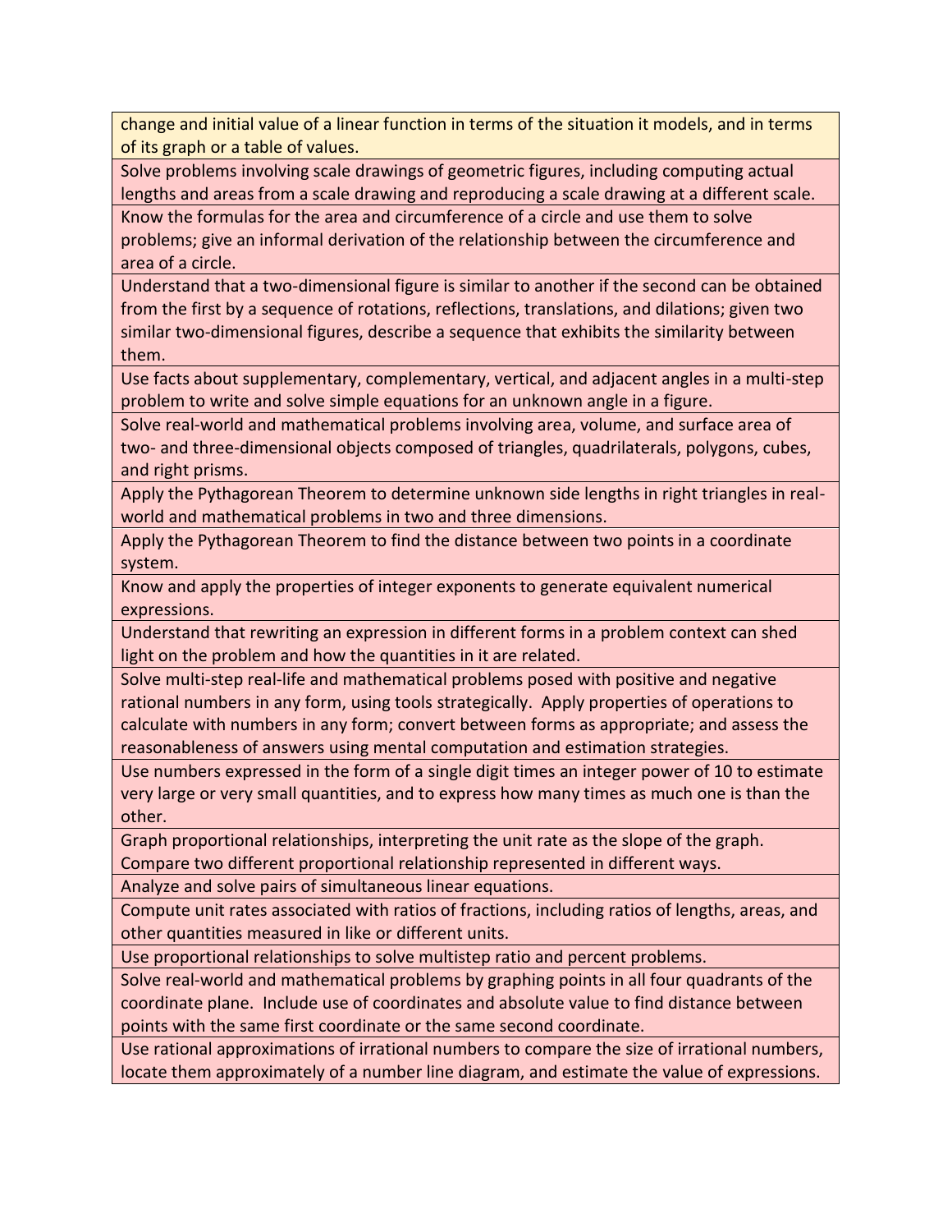| |
|---|
| change and initial value of a linear function in terms of the situation it models, and in terms of its graph or a table of values. |
| Solve problems involving scale drawings of geometric figures, including computing actual lengths and areas from a scale drawing and reproducing a scale drawing at a different scale. |
| Know the formulas for the area and circumference of a circle and use them to solve problems; give an informal derivation of the relationship between the circumference and area of a circle. |
| Understand that a two-dimensional figure is similar to another if the second can be obtained from the first by a sequence of rotations, reflections, translations, and dilations; given two similar two-dimensional figures, describe a sequence that exhibits the similarity between them. |
| Use facts about supplementary, complementary, vertical, and adjacent angles in a multi-step problem to write and solve simple equations for an unknown angle in a figure. |
| Solve real-world and mathematical problems involving area, volume, and surface area of two- and three-dimensional objects composed of triangles, quadrilaterals, polygons, cubes, and right prisms. |
| Apply the Pythagorean Theorem to determine unknown side lengths in right triangles in real-world and mathematical problems in two and three dimensions. |
| Apply the Pythagorean Theorem to find the distance between two points in a coordinate system. |
| Know and apply the properties of integer exponents to generate equivalent numerical expressions. |
| Understand that rewriting an expression in different forms in a problem context can shed light on the problem and how the quantities in it are related. |
| Solve multi-step real-life and mathematical problems posed with positive and negative rational numbers in any form, using tools strategically. Apply properties of operations to calculate with numbers in any form; convert between forms as appropriate; and assess the reasonableness of answers using mental computation and estimation strategies. |
| Use numbers expressed in the form of a single digit times an integer power of 10 to estimate very large or very small quantities, and to express how many times as much one is than the other. |
| Graph proportional relationships, interpreting the unit rate as the slope of the graph. Compare two different proportional relationship represented in different ways. |
| Analyze and solve pairs of simultaneous linear equations. |
| Compute unit rates associated with ratios of fractions, including ratios of lengths, areas, and other quantities measured in like or different units. |
| Use proportional relationships to solve multistep ratio and percent problems. |
| Solve real-world and mathematical problems by graphing points in all four quadrants of the coordinate plane. Include use of coordinates and absolute value to find distance between points with the same first coordinate or the same second coordinate. |
| Use rational approximations of irrational numbers to compare the size of irrational numbers, locate them approximately of a number line diagram, and estimate the value of expressions. |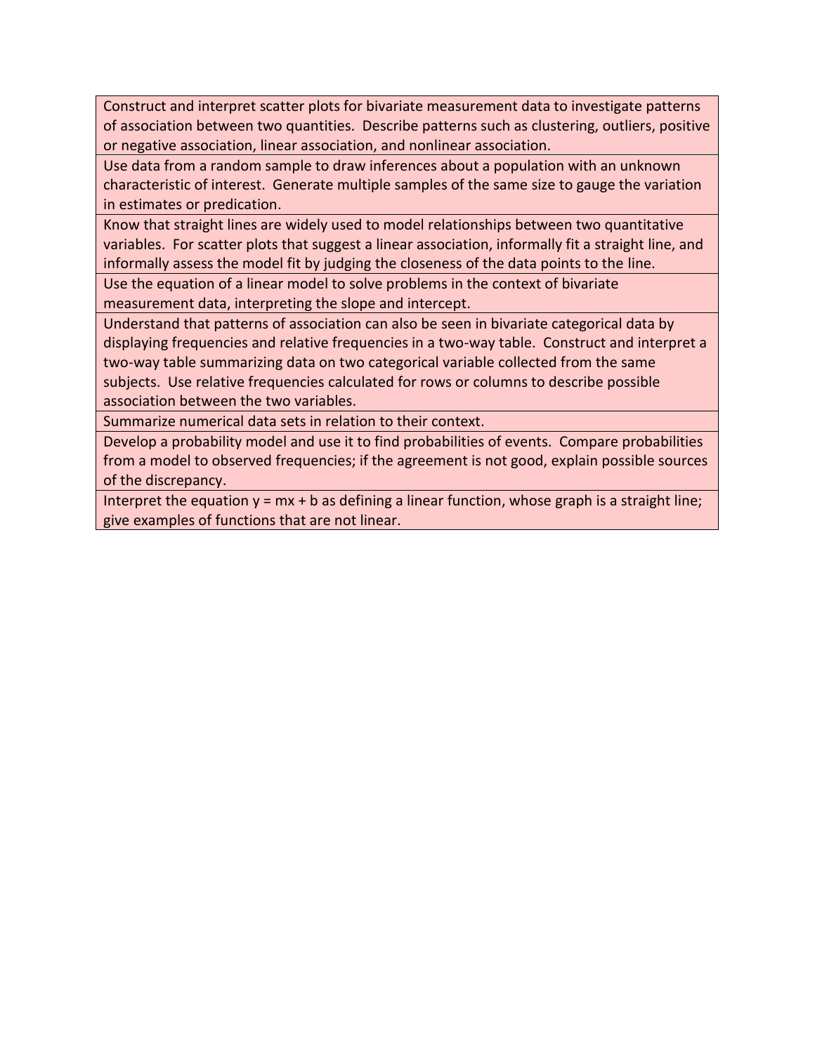| |
|---|
| Construct and interpret scatter plots for bivariate measurement data to investigate patterns of association between two quantities. Describe patterns such as clustering, outliers, positive or negative association, linear association, and nonlinear association. |
| Use data from a random sample to draw inferences about a population with an unknown characteristic of interest. Generate multiple samples of the same size to gauge the variation in estimates or predication. |
| Know that straight lines are widely used to model relationships between two quantitative variables. For scatter plots that suggest a linear association, informally fit a straight line, and informally assess the model fit by judging the closeness of the data points to the line. |
| Use the equation of a linear model to solve problems in the context of bivariate measurement data, interpreting the slope and intercept. |
| Understand that patterns of association can also be seen in bivariate categorical data by displaying frequencies and relative frequencies in a two-way table. Construct and interpret a two-way table summarizing data on two categorical variable collected from the same subjects. Use relative frequencies calculated for rows or columns to describe possible association between the two variables. |
| Summarize numerical data sets in relation to their context. |
| Develop a probability model and use it to find probabilities of events. Compare probabilities from a model to observed frequencies; if the agreement is not good, explain possible sources of the discrepancy. |
| Interpret the equation $y = mx + b$ as defining a linear function, whose graph is a straight line; give examples of functions that are not linear. |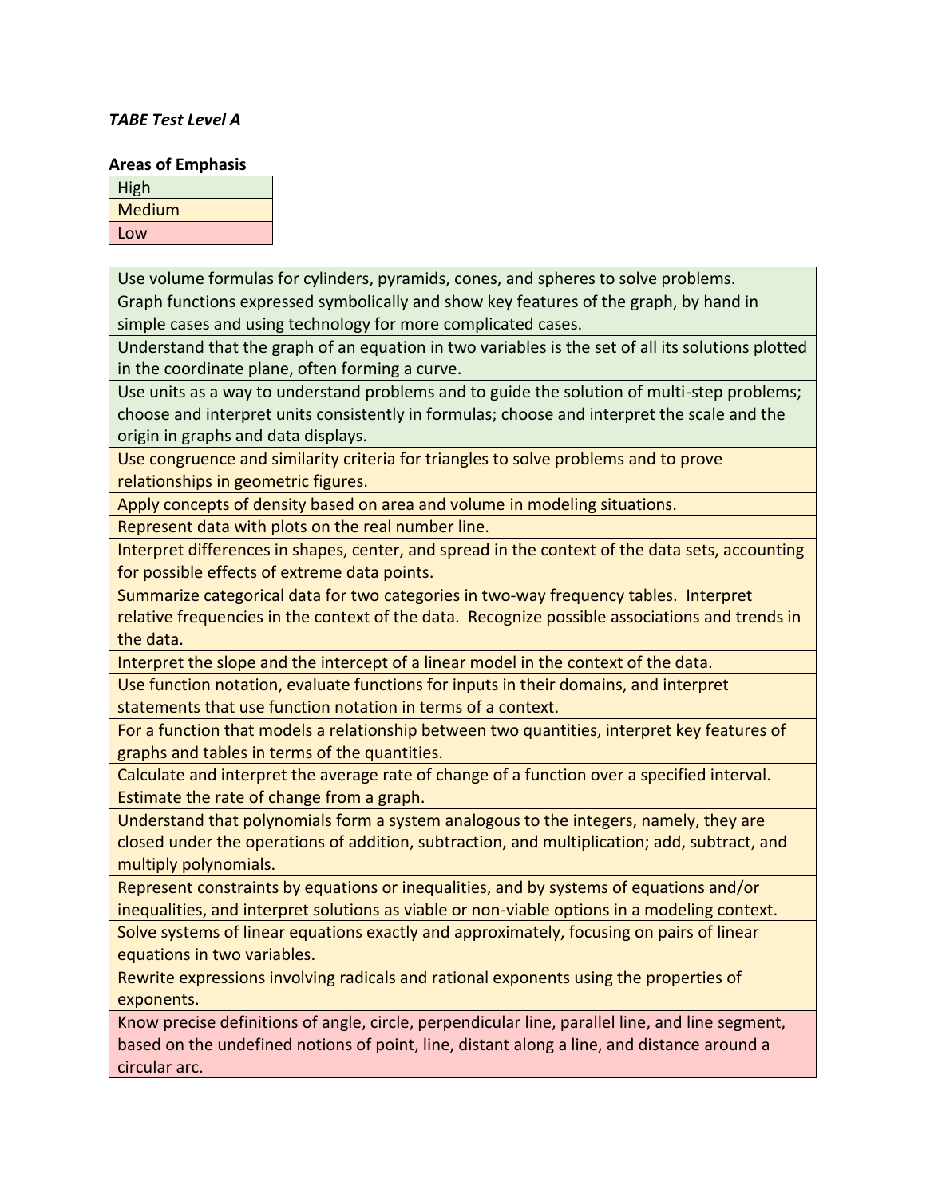***TABE Test Level A***

**Areas of Emphasis**

| |
|---|
| High |
| Medium |
| Low |

| |
|---|
| Use volume formulas for cylinders, pyramids, cones, and spheres to solve problems. |
| Graph functions expressed symbolically and show key features of the graph, by hand in simple cases and using technology for more complicated cases. |
| Understand that the graph of an equation in two variables is the set of all its solutions plotted in the coordinate plane, often forming a curve. |
| Use units as a way to understand problems and to guide the solution of multi-step problems; choose and interpret units consistently in formulas; choose and interpret the scale and the origin in graphs and data displays. |
| Use congruence and similarity criteria for triangles to solve problems and to prove relationships in geometric figures. |
| Apply concepts of density based on area and volume in modeling situations. |
| Represent data with plots on the real number line. |
| Interpret differences in shapes, center, and spread in the context of the data sets, accounting for possible effects of extreme data points. |
| Summarize categorical data for two categories in two-way frequency tables. Interpret relative frequencies in the context of the data. Recognize possible associations and trends in the data. |
| Interpret the slope and the intercept of a linear model in the context of the data. |
| Use function notation, evaluate functions for inputs in their domains, and interpret statements that use function notation in terms of a context. |
| For a function that models a relationship between two quantities, interpret key features of graphs and tables in terms of the quantities. |
| Calculate and interpret the average rate of change of a function over a specified interval. Estimate the rate of change from a graph. |
| Understand that polynomials form a system analogous to the integers, namely, they are closed under the operations of addition, subtraction, and multiplication; add, subtract, and multiply polynomials. |
| Represent constraints by equations or inequalities, and by systems of equations and/or inequalities, and interpret solutions as viable or non-viable options in a modeling context. |
| Solve systems of linear equations exactly and approximately, focusing on pairs of linear equations in two variables. |
| Rewrite expressions involving radicals and rational exponents using the properties of exponents. |
| Know precise definitions of angle, circle, perpendicular line, parallel line, and line segment, based on the undefined notions of point, line, distant along a line, and distance around a circular arc. |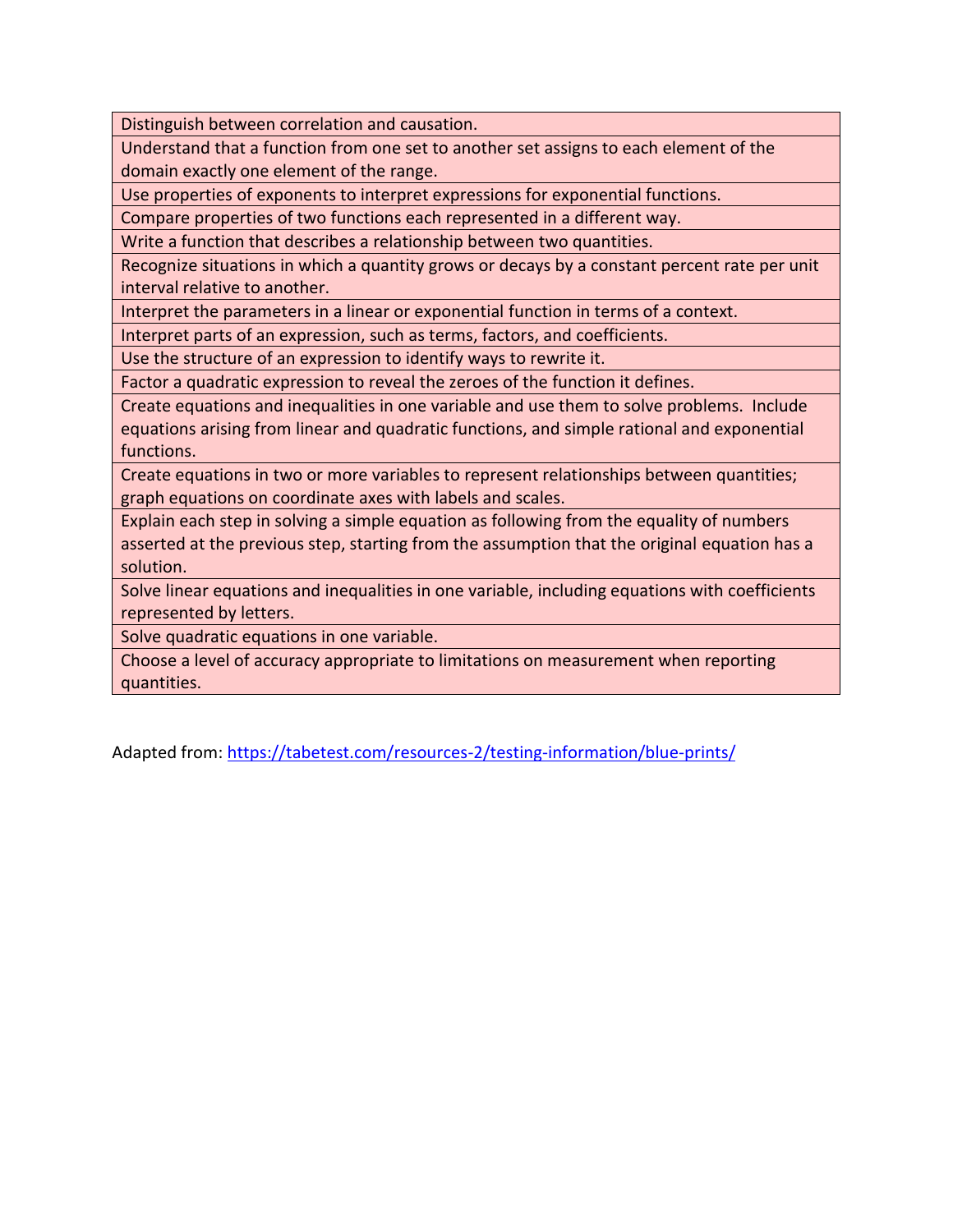| |
|---|
| Distinguish between correlation and causation. |
| Understand that a function from one set to another set assigns to each element of the domain exactly one element of the range. |
| Use properties of exponents to interpret expressions for exponential functions. |
| Compare properties of two functions each represented in a different way. |
| Write a function that describes a relationship between two quantities. |
| Recognize situations in which a quantity grows or decays by a constant percent rate per unit interval relative to another. |
| Interpret the parameters in a linear or exponential function in terms of a context. |
| Interpret parts of an expression, such as terms, factors, and coefficients. |
| Use the structure of an expression to identify ways to rewrite it. |
| Factor a quadratic expression to reveal the zeroes of the function it defines. |
| Create equations and inequalities in one variable and use them to solve problems. Include equations arising from linear and quadratic functions, and simple rational and exponential functions. |
| Create equations in two or more variables to represent relationships between quantities; graph equations on coordinate axes with labels and scales. |
| Explain each step in solving a simple equation as following from the equality of numbers asserted at the previous step, starting from the assumption that the original equation has a solution. |
| Solve linear equations and inequalities in one variable, including equations with coefficients represented by letters. |
| Solve quadratic equations in one variable. |
| Choose a level of accuracy appropriate to limitations on measurement when reporting quantities. |

Adapted from: https://tabetest.com/resources-2/testing-information/blue-prints/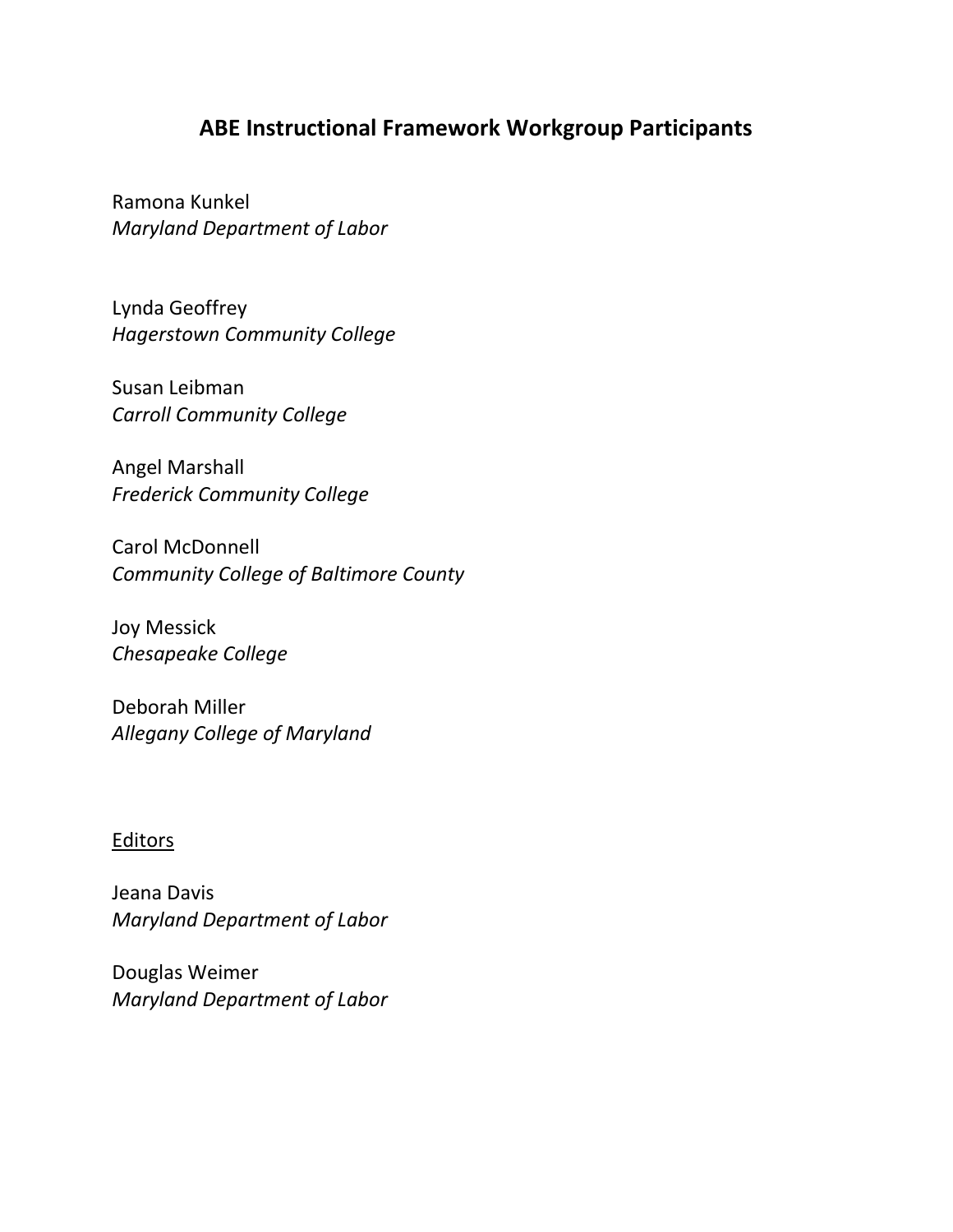# ABE Instructional Framework Workgroup Participants

Ramona Kunkel
*Maryland Department of Labor*

Lynda Geoffrey
*Hagerstown Community College*

Susan Leibman
*Carroll Community College*

Angel Marshall
*Frederick Community College*

Carol McDonnell
*Community College of Baltimore County*

Joy Messick
*Chesapeake College*

Deborah Miller
*Allegany College of Maryland*

<u>Editors</u>

Jeana Davis
*Maryland Department of Labor*

Douglas Weimer
*Maryland Department of Labor*